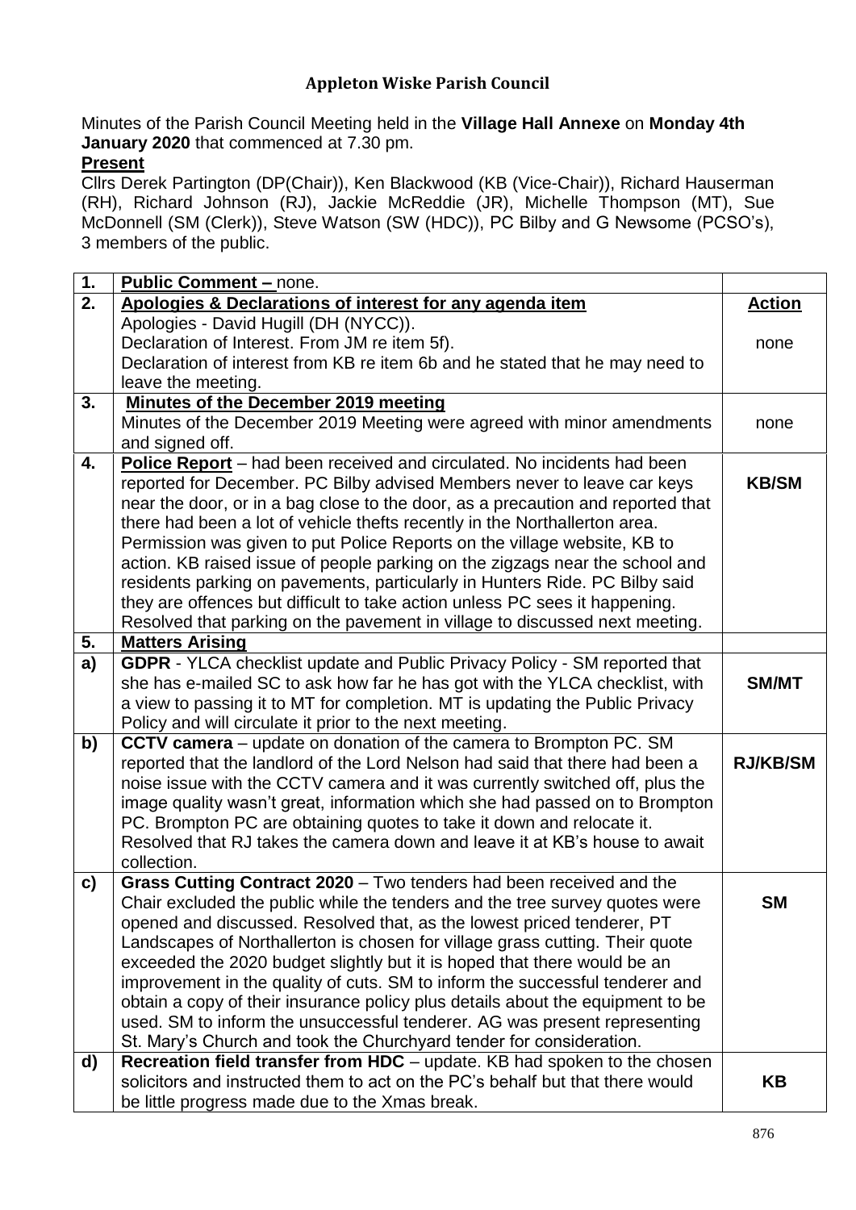# Appleton Wiske Parish Council

Minutes of the Parish Council Meeting held in the **Village Hall Annexe** on **Monday 4th January 2020** that commenced at 7.30 pm.

**Present**

Cllrs Derek Partington (DP(Chair)), Ken Blackwood (KB (Vice-Chair)), Richard Hauserman (RH), Richard Johnson (RJ), Jackie McReddie (JR), Michelle Thompson (MT), Sue McDonnell (SM (Clerk)), Steve Watson (SW (HDC)), PC Bilby and G Newsome (PCSO's), 3 members of the public.

| | | |
|---|---|---|
| **1.** | **Public Comment –** none. | |
| **2.** | **Apologies & Declarations of interest for any agenda item**<br>Apologies - David Hugill (DH (NYCC)).<br>Declaration of Interest. From JM re item 5f).<br>Declaration of interest from KB re item 6b and he stated that he may need to leave the meeting. | **Action**<br><br>none |
| **3.** | **Minutes of the December 2019 meeting**<br>Minutes of the December 2019 Meeting were agreed with minor amendments and signed off. | none |
| **4.** | **Police Report** – had been received and circulated. No incidents had been reported for December. PC Bilby advised Members never to leave car keys near the door, or in a bag close to the door, as a precaution and reported that there had been a lot of vehicle thefts recently in the Northallerton area. Permission was given to put Police Reports on the village website, KB to action. KB raised issue of people parking on the zigzags near the school and residents parking on pavements, particularly in Hunters Ride. PC Bilby said they are offences but difficult to take action unless PC sees it happening. Resolved that parking on the pavement in village to discussed next meeting. | **KB/SM** |
| **5.** | **Matters Arising** | |
| **a)** | **GDPR** - YLCA checklist update and Public Privacy Policy - SM reported that she has e-mailed SC to ask how far he has got with the YLCA checklist, with a view to passing it to MT for completion. MT is updating the Public Privacy Policy and will circulate it prior to the next meeting. | **SM/MT** |
| **b)** | **CCTV camera** – update on donation of the camera to Brompton PC. SM reported that the landlord of the Lord Nelson had said that there had been a noise issue with the CCTV camera and it was currently switched off, plus the image quality wasn't great, information which she had passed on to Brompton PC. Brompton PC are obtaining quotes to take it down and relocate it. Resolved that RJ takes the camera down and leave it at KB's house to await collection. | **RJ/KB/SM** |
| **c)** | **Grass Cutting Contract 2020** – Two tenders had been received and the Chair excluded the public while the tenders and the tree survey quotes were opened and discussed. Resolved that, as the lowest priced tenderer, PT Landscapes of Northallerton is chosen for village grass cutting. Their quote exceeded the 2020 budget slightly but it is hoped that there would be an improvement in the quality of cuts. SM to inform the successful tenderer and obtain a copy of their insurance policy plus details about the equipment to be used. SM to inform the unsuccessful tenderer. AG was present representing St. Mary's Church and took the Churchyard tender for consideration. | **SM** |
| **d)** | **Recreation field transfer from HDC** – update. KB had spoken to the chosen solicitors and instructed them to act on the PC's behalf but that there would be little progress made due to the Xmas break. | **KB** |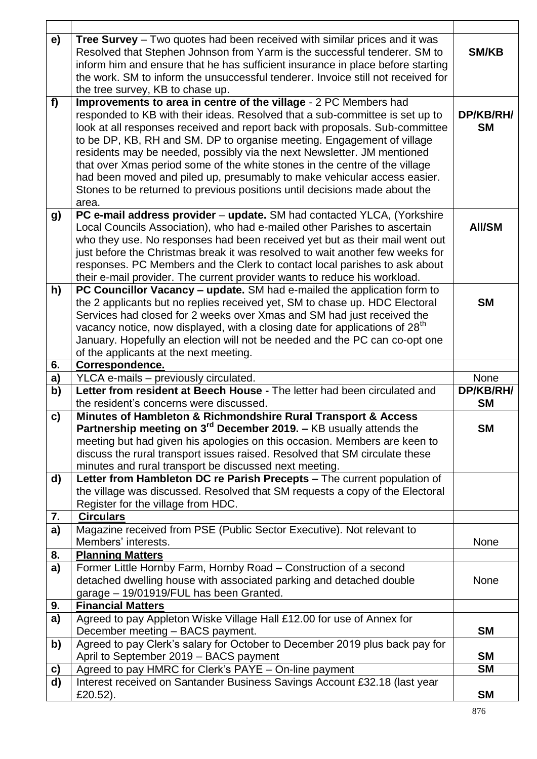| | | |
|---|---|---|
| **e)** | **Tree Survey** – Two quotes had been received with similar prices and it was Resolved that Stephen Johnson from Yarm is the successful tenderer. SM to inform him and ensure that he has sufficient insurance in place before starting the work. SM to inform the unsuccessful tenderer. Invoice still not received for the tree survey, KB to chase up. | **SM/KB** |
| **f)** | **Improvements to area in centre of the village** - 2 PC Members had responded to KB with their ideas. Resolved that a sub-committee is set up to look at all responses received and report back with proposals. Sub-committee to be DP, KB, RH and SM. DP to organise meeting. Engagement of village residents may be needed, possibly via the next Newsletter. JM mentioned that over Xmas period some of the white stones in the centre of the village had been moved and piled up, presumably to make vehicular access easier. Stones to be returned to previous positions until decisions made about the area. | **DP/KB/RH/ SM** |
| **g)** | **PC e-mail address provider** – **update.** SM had contacted YLCA, (Yorkshire Local Councils Association), who had e-mailed other Parishes to ascertain who they use. No responses had been received yet but as their mail went out just before the Christmas break it was resolved to wait another few weeks for responses. PC Members and the Clerk to contact local parishes to ask about their e-mail provider. The current provider wants to reduce his workload. | **All/SM** |
| **h)** | **PC Councillor Vacancy – update.** SM had e-mailed the application form to the 2 applicants but no replies received yet, SM to chase up. HDC Electoral Services had closed for 2 weeks over Xmas and SM had just received the vacancy notice, now displayed, with a closing date for applications of 28th January. Hopefully an election will not be needed and the PC can co-opt one of the applicants at the next meeting. | **SM** |
| **6.** | **Correspondence.** | |
| **a)** | YLCA e-mails – previously circulated. | None |
| **b)** | **Letter from resident at Beech House -** The letter had been circulated and the resident's concerns were discussed. | **DP/KB/RH/ SM** |
| **c)** | **Minutes of Hambleton & Richmondshire Rural Transport & Access Partnership meeting on 3rd December 2019. –** KB usually attends the meeting but had given his apologies on this occasion. Members are keen to discuss the rural transport issues raised. Resolved that SM circulate these minutes and rural transport be discussed next meeting. | **SM** |
| **d)** | **Letter from Hambleton DC re Parish Precepts –** The current population of the village was discussed. Resolved that SM requests a copy of the Electoral Register for the village from HDC. | |
| **7.** | **Circulars** | |
| **a)** | Magazine received from PSE (Public Sector Executive). Not relevant to Members' interests. | None |
| **8.** | **Planning Matters** | |
| **a)** | Former Little Hornby Farm, Hornby Road – Construction of a second detached dwelling house with associated parking and detached double garage – 19/01919/FUL has been Granted. | None |
| **9.** | **Financial Matters** | |
| **a)** | Agreed to pay Appleton Wiske Village Hall £12.00 for use of Annex for December meeting – BACS payment. | **SM** |
| **b)** | Agreed to pay Clerk's salary for October to December 2019 plus back pay for April to September 2019 – BACS payment | **SM** |
| **c)** | Agreed to pay HMRC for Clerk's PAYE – On-line payment | **SM** |
| **d)** | Interest received on Santander Business Savings Account £32.18 (last year £20.52). | **SM** |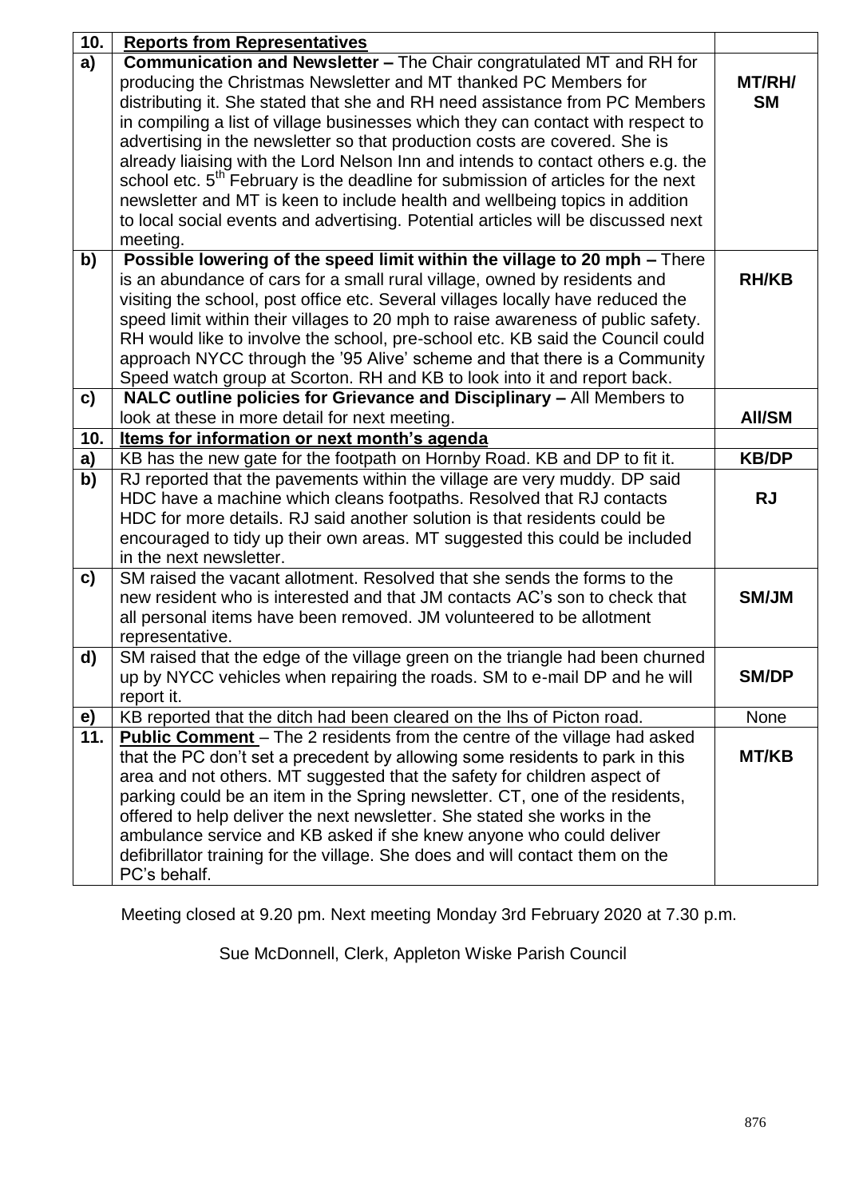| | | |
|---|---|---|
| **10.** | **Reports from Representatives** | |
| **a)** | **Communication and Newsletter –** The Chair congratulated MT and RH for producing the Christmas Newsletter and MT thanked PC Members for distributing it. She stated that she and RH need assistance from PC Members in compiling a list of village businesses which they can contact with respect to advertising in the newsletter so that production costs are covered. She is already liaising with the Lord Nelson Inn and intends to contact others e.g. the school etc. 5th February is the deadline for submission of articles for the next newsletter and MT is keen to include health and wellbeing topics in addition to local social events and advertising. Potential articles will be discussed next meeting. | **MT/RH/ SM** |
| **b)** | **Possible lowering of the speed limit within the village to 20 mph –** There is an abundance of cars for a small rural village, owned by residents and visiting the school, post office etc. Several villages locally have reduced the speed limit within their villages to 20 mph to raise awareness of public safety. RH would like to involve the school, pre-school etc. KB said the Council could approach NYCC through the '95 Alive' scheme and that there is a Community Speed watch group at Scorton. RH and KB to look into it and report back. | **RH/KB** |
| **c)** | **NALC outline policies for Grievance and Disciplinary –** All Members to look at these in more detail for next meeting. | **All/SM** |
| **10.** | **Items for information or next month's agenda** | |
| **a)** | KB has the new gate for the footpath on Hornby Road. KB and DP to fit it. | **KB/DP** |
| **b)** | RJ reported that the pavements within the village are very muddy. DP said HDC have a machine which cleans footpaths. Resolved that RJ contacts HDC for more details. RJ said another solution is that residents could be encouraged to tidy up their own areas. MT suggested this could be included in the next newsletter. | **RJ** |
| **c)** | SM raised the vacant allotment. Resolved that she sends the forms to the new resident who is interested and that JM contacts AC's son to check that all personal items have been removed. JM volunteered to be allotment representative. | **SM/JM** |
| **d)** | SM raised that the edge of the village green on the triangle had been churned up by NYCC vehicles when repairing the roads. SM to e-mail DP and he will report it. | **SM/DP** |
| **e)** | KB reported that the ditch had been cleared on the lhs of Picton road. | None |
| **11.** | **Public Comment** – The 2 residents from the centre of the village had asked that the PC don't set a precedent by allowing some residents to park in this area and not others. MT suggested that the safety for children aspect of parking could be an item in the Spring newsletter. CT, one of the residents, offered to help deliver the next newsletter. She stated she works in the ambulance service and KB asked if she knew anyone who could deliver defibrillator training for the village. She does and will contact them on the PC's behalf. | **MT/KB** |

Meeting closed at 9.20 pm. Next meeting Monday 3rd February 2020 at 7.30 p.m.

Sue McDonnell, Clerk, Appleton Wiske Parish Council